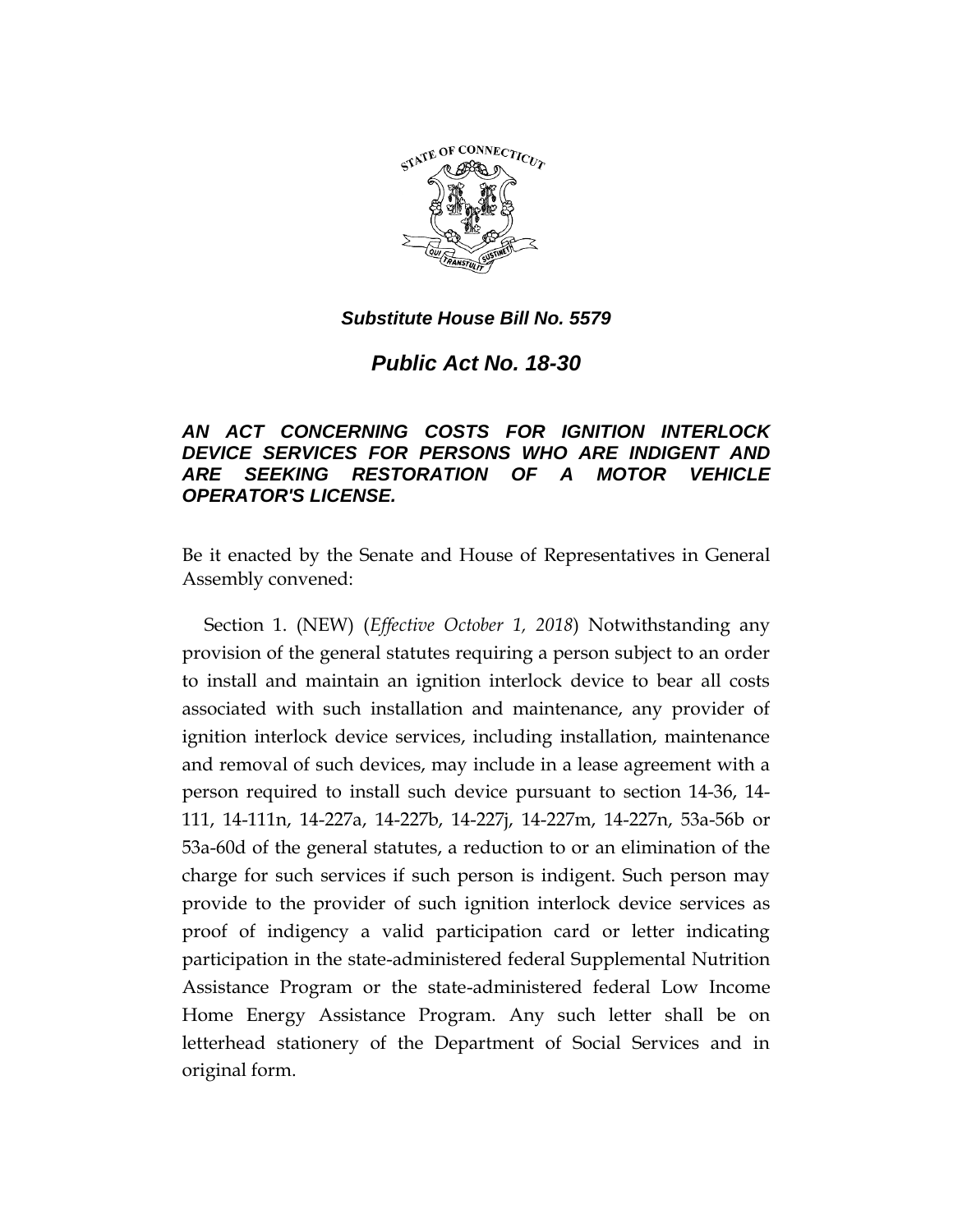***Substitute House Bill No. 5579***

# *Public Act No. 18-30*

## *AN ACT CONCERNING COSTS FOR IGNITION INTERLOCK DEVICE SERVICES FOR PERSONS WHO ARE INDIGENT AND ARE SEEKING RESTORATION OF A MOTOR VEHICLE OPERATOR'S LICENSE.*

Be it enacted by the Senate and House of Representatives in General Assembly convened:

Section 1. (NEW) (*Effective October 1, 2018*) Notwithstanding any provision of the general statutes requiring a person subject to an order to install and maintain an ignition interlock device to bear all costs associated with such installation and maintenance, any provider of ignition interlock device services, including installation, maintenance and removal of such devices, may include in a lease agreement with a person required to install such device pursuant to section 14-36, 14-111, 14-111n, 14-227a, 14-227b, 14-227j, 14-227m, 14-227n, 53a-56b or 53a-60d of the general statutes, a reduction to or an elimination of the charge for such services if such person is indigent. Such person may provide to the provider of such ignition interlock device services as proof of indigency a valid participation card or letter indicating participation in the state-administered federal Supplemental Nutrition Assistance Program or the state-administered federal Low Income Home Energy Assistance Program. Any such letter shall be on letterhead stationery of the Department of Social Services and in original form.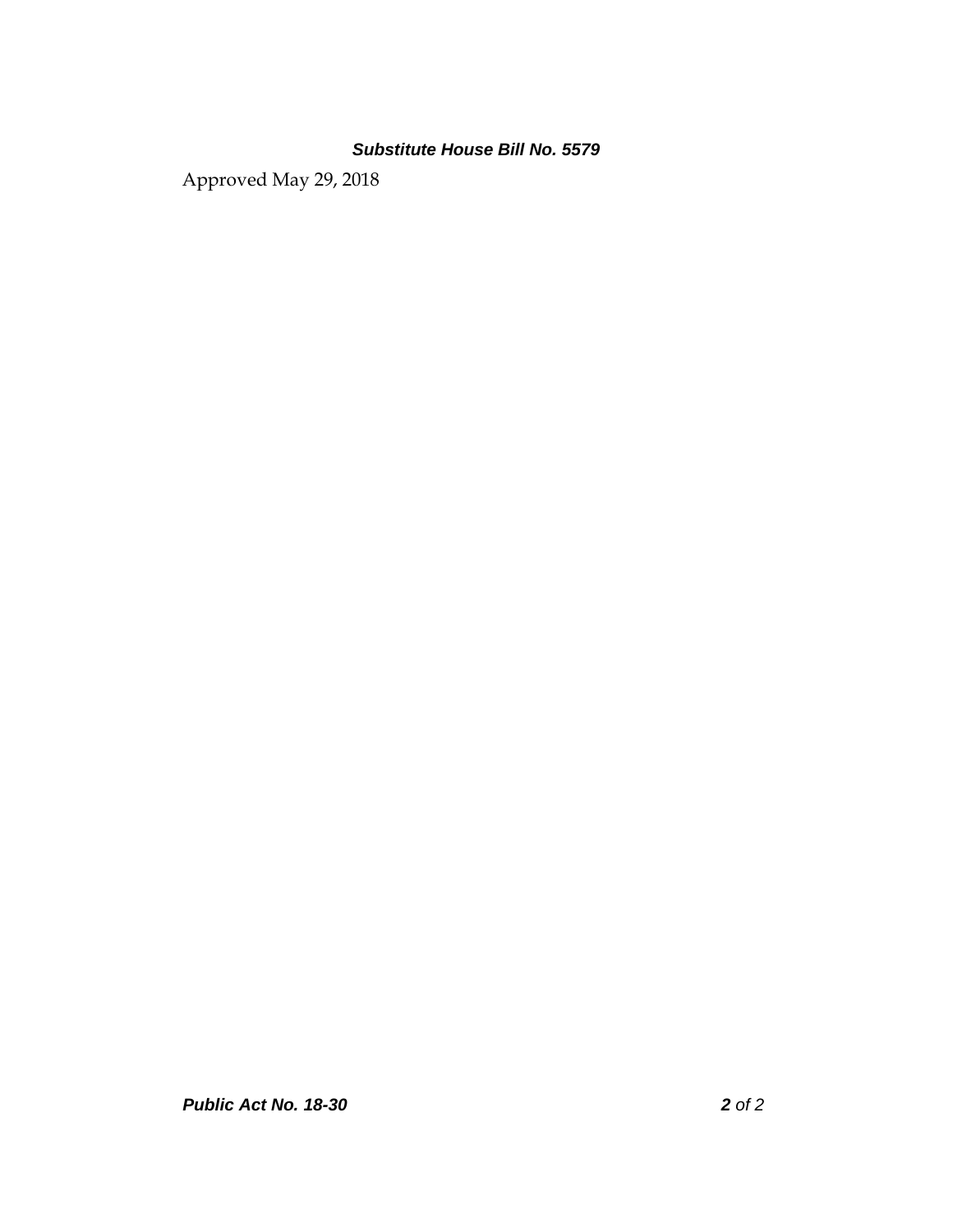Approved May 29, 2018